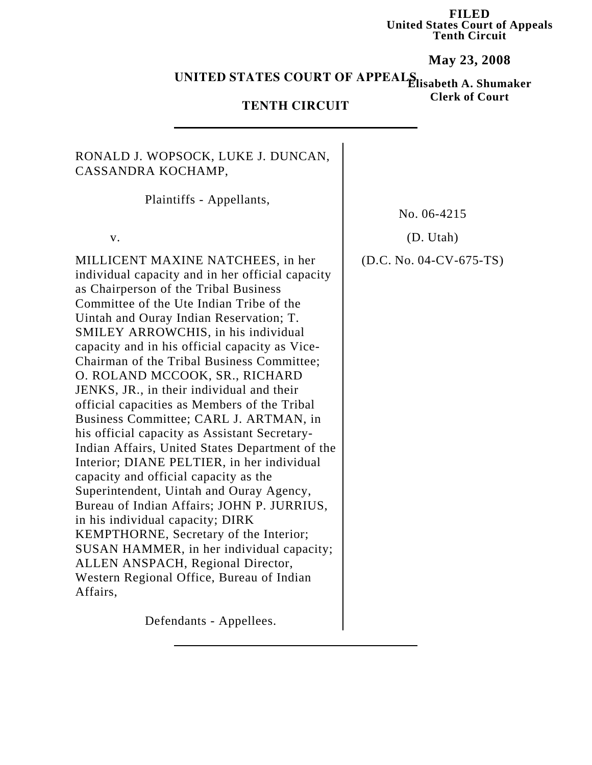**FILED**
**United States Court of Appeals**
**Tenth Circuit**

**May 23, 2008**

**Elisabeth A. Shumaker**
**Clerk of Court**

**UNITED STATES COURT OF APPEALS**

**TENTH CIRCUIT**

---

RONALD J. WOPSOCK, LUKE J. DUNCAN, CASSANDRA KOCHAMP,

Plaintiffs - Appellants,

v.

MILLICENT MAXINE NATCHEES, in her individual capacity and in her official capacity as Chairperson of the Tribal Business Committee of the Ute Indian Tribe of the Uintah and Ouray Indian Reservation; T. SMILEY ARROWCHIS, in his individual capacity and in his official capacity as Vice-Chairman of the Tribal Business Committee; O. ROLAND MCCOOK, SR., RICHARD JENKS, JR., in their individual and their official capacities as Members of the Tribal Business Committee; CARL J. ARTMAN, in his official capacity as Assistant Secretary-Indian Affairs, United States Department of the Interior; DIANE PELTIER, in her individual capacity and official capacity as the Superintendent, Uintah and Ouray Agency, Bureau of Indian Affairs; JOHN P. JURRIUS, in his individual capacity; DIRK KEMPTHORNE, Secretary of the Interior; SUSAN HAMMER, in her individual capacity; ALLEN ANSPACH, Regional Director, Western Regional Office, Bureau of Indian Affairs,

Defendants - Appellees.

No. 06-4215

(D. Utah)

(D.C. No. 04-CV-675-TS)

---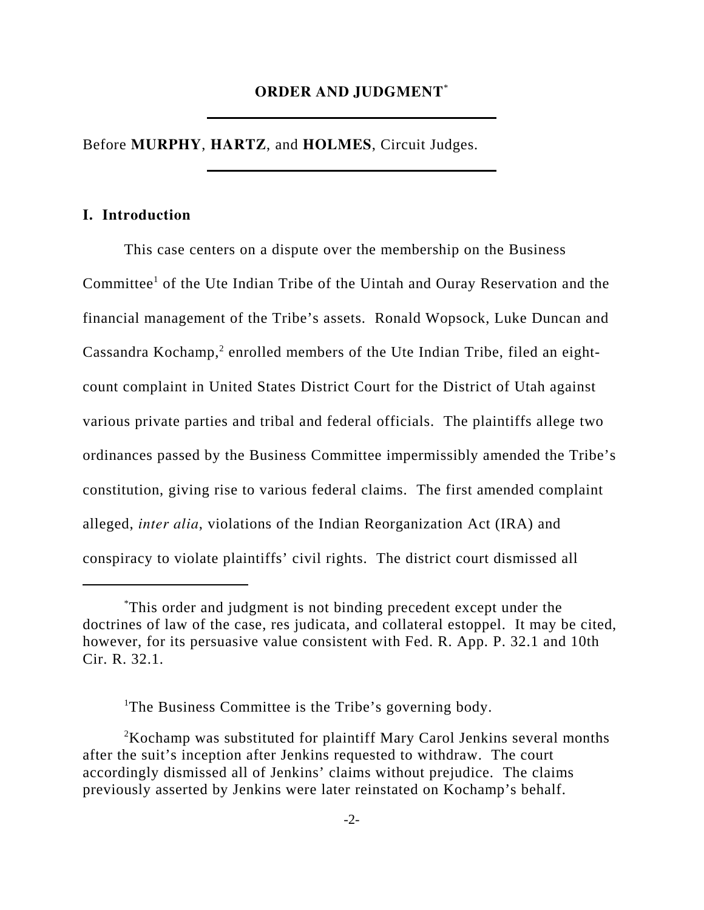# ORDER AND JUDGMENT[*]

Before **MURPHY**, **HARTZ**, and **HOLMES**, Circuit Judges.

## I. Introduction

This case centers on a dispute over the membership on the Business Committee[1] of the Ute Indian Tribe of the Uintah and Ouray Reservation and the financial management of the Tribe's assets. Ronald Wopsock, Luke Duncan and Cassandra Kochamp,[2] enrolled members of the Ute Indian Tribe, filed an eight-count complaint in United States District Court for the District of Utah against various private parties and tribal and federal officials. The plaintiffs allege two ordinances passed by the Business Committee impermissibly amended the Tribe's constitution, giving rise to various federal claims. The first amended complaint alleged, *inter alia*, violations of the Indian Reorganization Act (IRA) and conspiracy to violate plaintiffs' civil rights. The district court dismissed all

---

[*] This order and judgment is not binding precedent except under the doctrines of law of the case, res judicata, and collateral estoppel. It may be cited, however, for its persuasive value consistent with Fed. R. App. P. 32.1 and 10th Cir. R. 32.1.

[1] The Business Committee is the Tribe's governing body.

[2] Kochamp was substituted for plaintiff Mary Carol Jenkins several months after the suit's inception after Jenkins requested to withdraw. The court accordingly dismissed all of Jenkins' claims without prejudice. The claims previously asserted by Jenkins were later reinstated on Kochamp's behalf.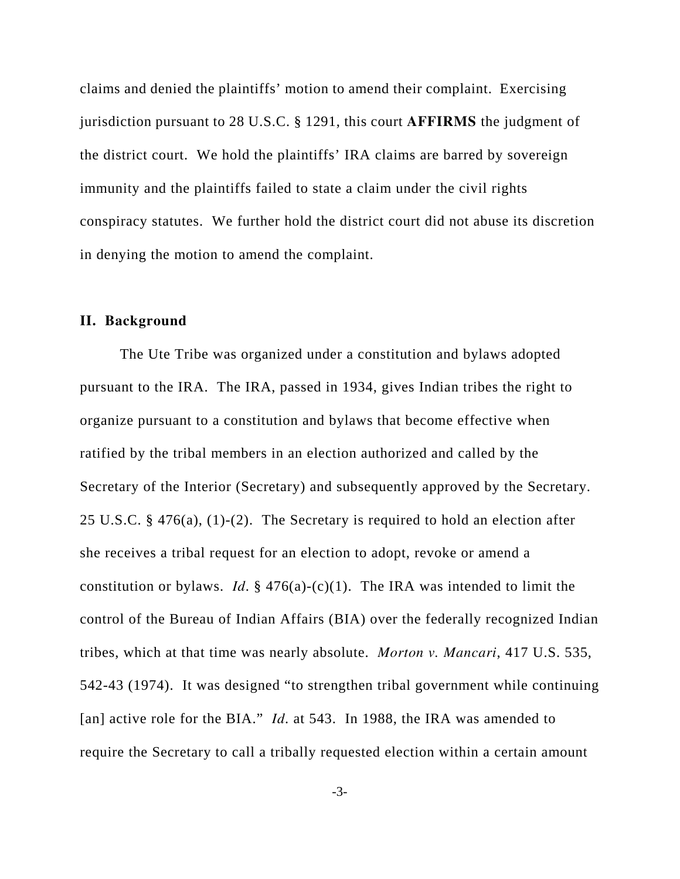claims and denied the plaintiffs' motion to amend their complaint. Exercising jurisdiction pursuant to 28 U.S.C. § 1291, this court **AFFIRMS** the judgment of the district court. We hold the plaintiffs' IRA claims are barred by sovereign immunity and the plaintiffs failed to state a claim under the civil rights conspiracy statutes. We further hold the district court did not abuse its discretion in denying the motion to amend the complaint.

## II. Background

The Ute Tribe was organized under a constitution and bylaws adopted pursuant to the IRA. The IRA, passed in 1934, gives Indian tribes the right to organize pursuant to a constitution and bylaws that become effective when ratified by the tribal members in an election authorized and called by the Secretary of the Interior (Secretary) and subsequently approved by the Secretary. 25 U.S.C. § 476(a), (1)-(2). The Secretary is required to hold an election after she receives a tribal request for an election to adopt, revoke or amend a constitution or bylaws. *Id*. § 476(a)-(c)(1). The IRA was intended to limit the control of the Bureau of Indian Affairs (BIA) over the federally recognized Indian tribes, which at that time was nearly absolute. *Morton v. Mancari*, 417 U.S. 535, 542-43 (1974). It was designed "to strengthen tribal government while continuing [an] active role for the BIA." *Id*. at 543. In 1988, the IRA was amended to require the Secretary to call a tribally requested election within a certain amount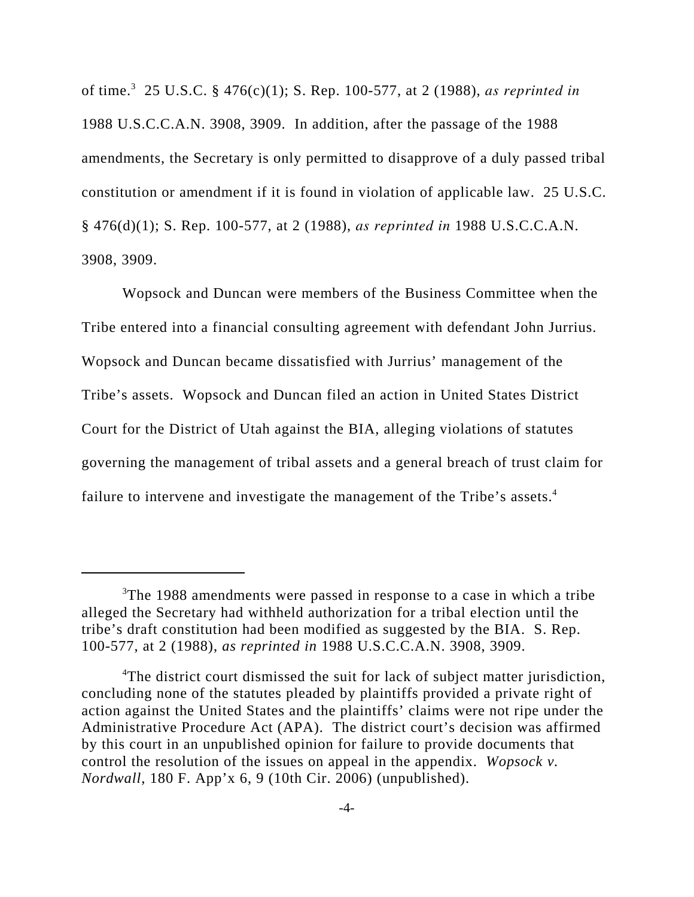of time.[3] 25 U.S.C. § 476(c)(1); S. Rep. 100-577, at 2 (1988), *as reprinted in* 1988 U.S.C.C.A.N. 3908, 3909. In addition, after the passage of the 1988 amendments, the Secretary is only permitted to disapprove of a duly passed tribal constitution or amendment if it is found in violation of applicable law. 25 U.S.C. § 476(d)(1); S. Rep. 100-577, at 2 (1988), *as reprinted in* 1988 U.S.C.C.A.N. 3908, 3909.

Wopsock and Duncan were members of the Business Committee when the Tribe entered into a financial consulting agreement with defendant John Jurrius. Wopsock and Duncan became dissatisfied with Jurrius' management of the Tribe's assets. Wopsock and Duncan filed an action in United States District Court for the District of Utah against the BIA, alleging violations of statutes governing the management of tribal assets and a general breach of trust claim for failure to intervene and investigate the management of the Tribe's assets.[4]

---

[3]The 1988 amendments were passed in response to a case in which a tribe alleged the Secretary had withheld authorization for a tribal election until the tribe's draft constitution had been modified as suggested by the BIA. S. Rep. 100-577, at 2 (1988), *as reprinted in* 1988 U.S.C.C.A.N. 3908, 3909.

[4]The district court dismissed the suit for lack of subject matter jurisdiction, concluding none of the statutes pleaded by plaintiffs provided a private right of action against the United States and the plaintiffs' claims were not ripe under the Administrative Procedure Act (APA). The district court's decision was affirmed by this court in an unpublished opinion for failure to provide documents that control the resolution of the issues on appeal in the appendix. *Wopsock v. Nordwall*, 180 F. App'x 6, 9 (10th Cir. 2006) (unpublished).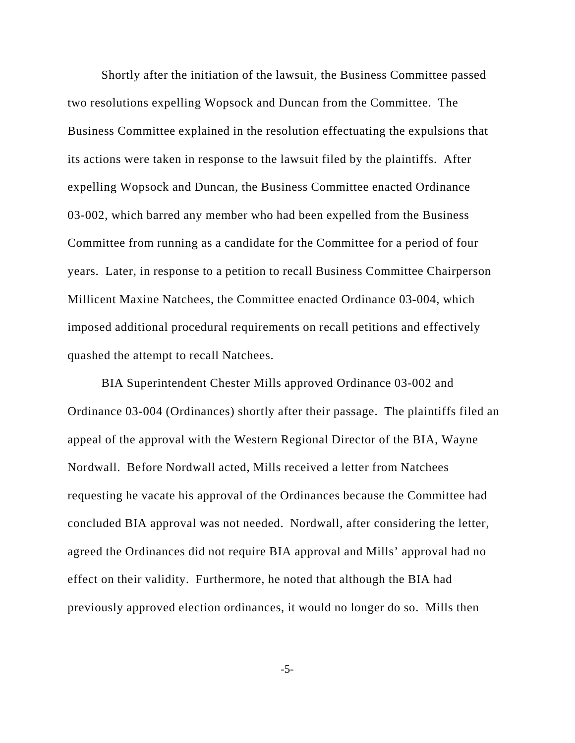Shortly after the initiation of the lawsuit, the Business Committee passed two resolutions expelling Wopsock and Duncan from the Committee. The Business Committee explained in the resolution effectuating the expulsions that its actions were taken in response to the lawsuit filed by the plaintiffs. After expelling Wopsock and Duncan, the Business Committee enacted Ordinance 03-002, which barred any member who had been expelled from the Business Committee from running as a candidate for the Committee for a period of four years. Later, in response to a petition to recall Business Committee Chairperson Millicent Maxine Natchees, the Committee enacted Ordinance 03-004, which imposed additional procedural requirements on recall petitions and effectively quashed the attempt to recall Natchees.

BIA Superintendent Chester Mills approved Ordinance 03-002 and Ordinance 03-004 (Ordinances) shortly after their passage. The plaintiffs filed an appeal of the approval with the Western Regional Director of the BIA, Wayne Nordwall. Before Nordwall acted, Mills received a letter from Natchees requesting he vacate his approval of the Ordinances because the Committee had concluded BIA approval was not needed. Nordwall, after considering the letter, agreed the Ordinances did not require BIA approval and Mills' approval had no effect on their validity. Furthermore, he noted that although the BIA had previously approved election ordinances, it would no longer do so. Mills then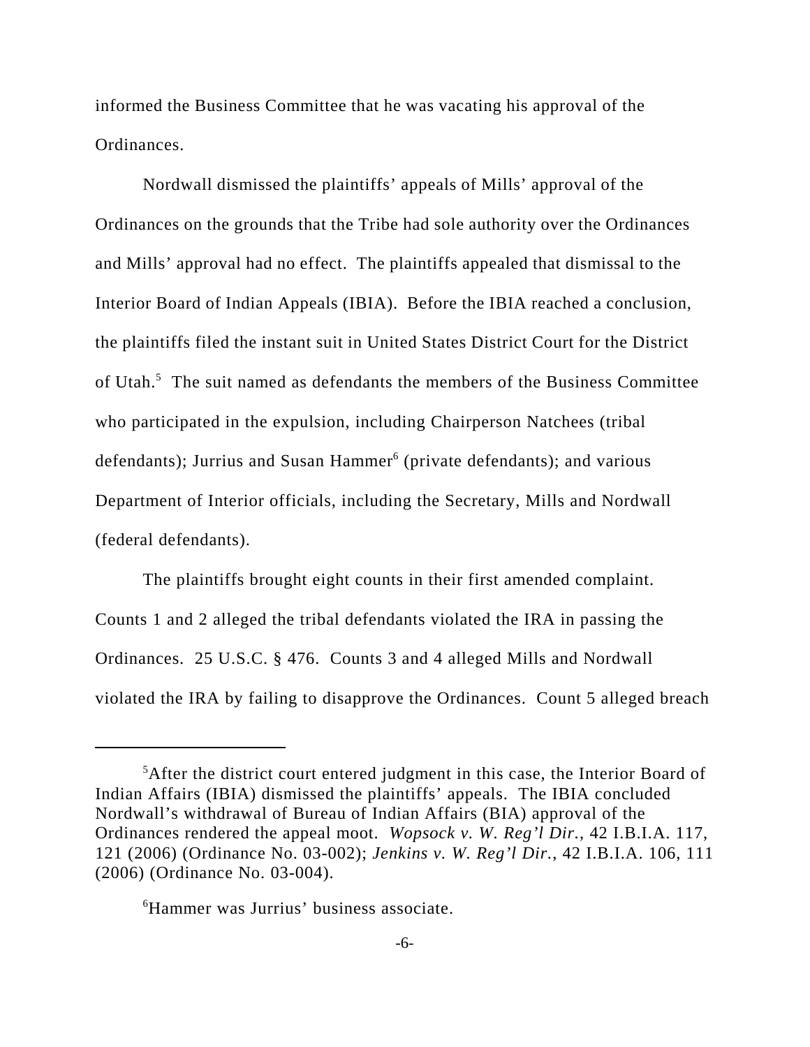informed the Business Committee that he was vacating his approval of the Ordinances.

Nordwall dismissed the plaintiffs' appeals of Mills' approval of the Ordinances on the grounds that the Tribe had sole authority over the Ordinances and Mills' approval had no effect. The plaintiffs appealed that dismissal to the Interior Board of Indian Appeals (IBIA). Before the IBIA reached a conclusion, the plaintiffs filed the instant suit in United States District Court for the District of Utah.[5] The suit named as defendants the members of the Business Committee who participated in the expulsion, including Chairperson Natchees (tribal defendants); Jurrius and Susan Hammer[6] (private defendants); and various Department of Interior officials, including the Secretary, Mills and Nordwall (federal defendants).

The plaintiffs brought eight counts in their first amended complaint. Counts 1 and 2 alleged the tribal defendants violated the IRA in passing the Ordinances. 25 U.S.C. § 476. Counts 3 and 4 alleged Mills and Nordwall violated the IRA by failing to disapprove the Ordinances. Count 5 alleged breach

---

[5]After the district court entered judgment in this case, the Interior Board of Indian Affairs (IBIA) dismissed the plaintiffs' appeals. The IBIA concluded Nordwall's withdrawal of Bureau of Indian Affairs (BIA) approval of the Ordinances rendered the appeal moot. *Wopsock v. W. Reg'l Dir.*, 42 I.B.I.A. 117, 121 (2006) (Ordinance No. 03-002); *Jenkins v. W. Reg'l Dir.*, 42 I.B.I.A. 106, 111 (2006) (Ordinance No. 03-004).

[6]Hammer was Jurrius' business associate.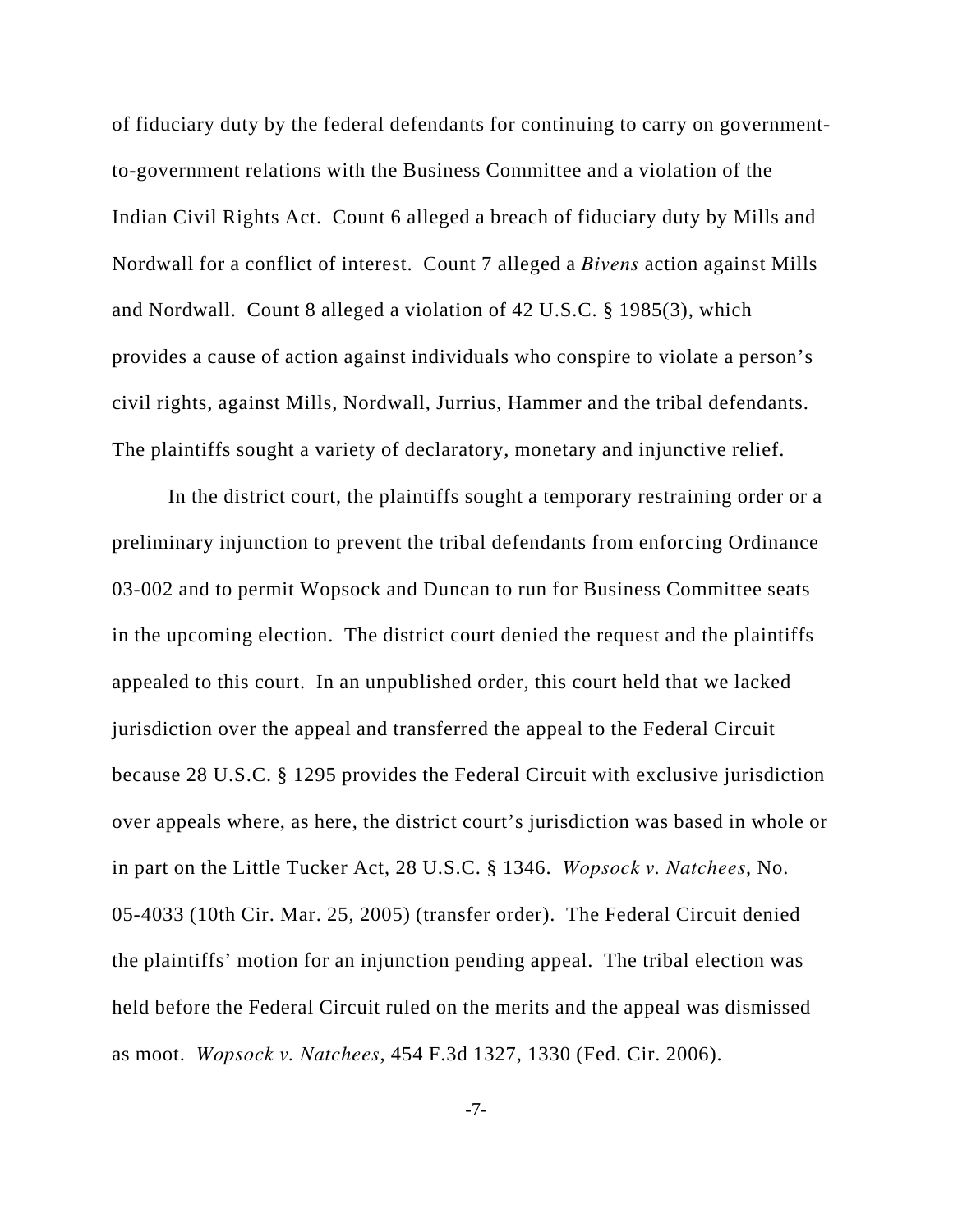of fiduciary duty by the federal defendants for continuing to carry on government-to-government relations with the Business Committee and a violation of the Indian Civil Rights Act. Count 6 alleged a breach of fiduciary duty by Mills and Nordwall for a conflict of interest. Count 7 alleged a *Bivens* action against Mills and Nordwall. Count 8 alleged a violation of 42 U.S.C. § 1985(3), which provides a cause of action against individuals who conspire to violate a person's civil rights, against Mills, Nordwall, Jurrius, Hammer and the tribal defendants. The plaintiffs sought a variety of declaratory, monetary and injunctive relief.

In the district court, the plaintiffs sought a temporary restraining order or a preliminary injunction to prevent the tribal defendants from enforcing Ordinance 03-002 and to permit Wopsock and Duncan to run for Business Committee seats in the upcoming election. The district court denied the request and the plaintiffs appealed to this court. In an unpublished order, this court held that we lacked jurisdiction over the appeal and transferred the appeal to the Federal Circuit because 28 U.S.C. § 1295 provides the Federal Circuit with exclusive jurisdiction over appeals where, as here, the district court's jurisdiction was based in whole or in part on the Little Tucker Act, 28 U.S.C. § 1346. *Wopsock v. Natchees*, No. 05-4033 (10th Cir. Mar. 25, 2005) (transfer order). The Federal Circuit denied the plaintiffs' motion for an injunction pending appeal. The tribal election was held before the Federal Circuit ruled on the merits and the appeal was dismissed as moot. *Wopsock v. Natchees*, 454 F.3d 1327, 1330 (Fed. Cir. 2006).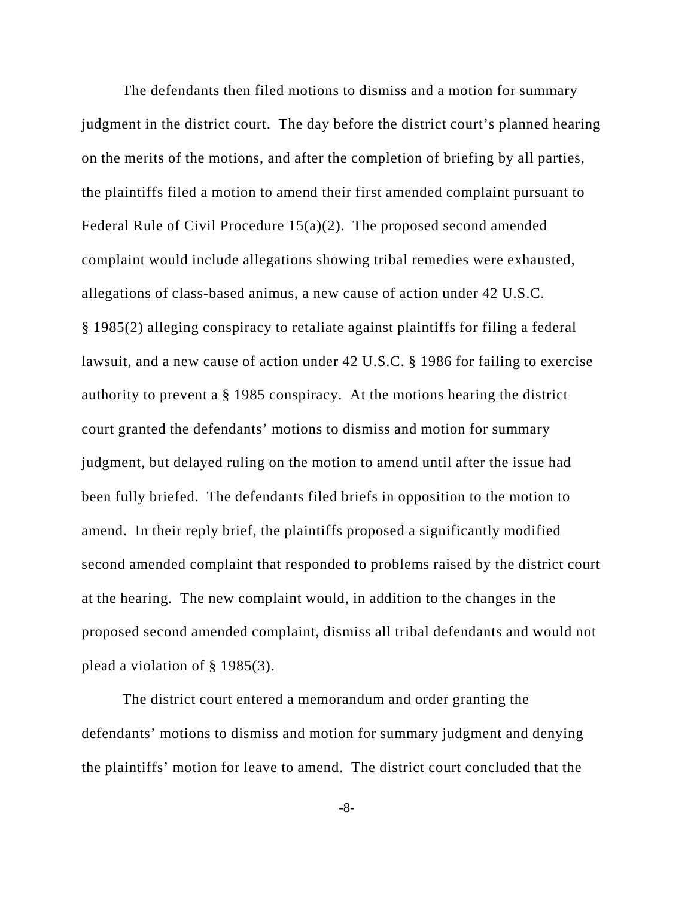The defendants then filed motions to dismiss and a motion for summary judgment in the district court. The day before the district court's planned hearing on the merits of the motions, and after the completion of briefing by all parties, the plaintiffs filed a motion to amend their first amended complaint pursuant to Federal Rule of Civil Procedure 15(a)(2). The proposed second amended complaint would include allegations showing tribal remedies were exhausted, allegations of class-based animus, a new cause of action under 42 U.S.C. § 1985(2) alleging conspiracy to retaliate against plaintiffs for filing a federal lawsuit, and a new cause of action under 42 U.S.C. § 1986 for failing to exercise authority to prevent a § 1985 conspiracy. At the motions hearing the district court granted the defendants' motions to dismiss and motion for summary judgment, but delayed ruling on the motion to amend until after the issue had been fully briefed. The defendants filed briefs in opposition to the motion to amend. In their reply brief, the plaintiffs proposed a significantly modified second amended complaint that responded to problems raised by the district court at the hearing. The new complaint would, in addition to the changes in the proposed second amended complaint, dismiss all tribal defendants and would not plead a violation of § 1985(3).

The district court entered a memorandum and order granting the defendants' motions to dismiss and motion for summary judgment and denying the plaintiffs' motion for leave to amend. The district court concluded that the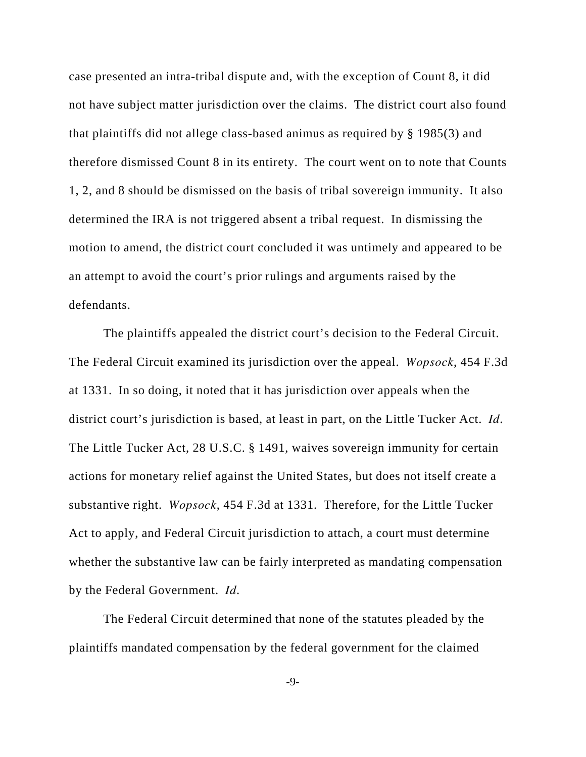case presented an intra-tribal dispute and, with the exception of Count 8, it did not have subject matter jurisdiction over the claims. The district court also found that plaintiffs did not allege class-based animus as required by § 1985(3) and therefore dismissed Count 8 in its entirety. The court went on to note that Counts 1, 2, and 8 should be dismissed on the basis of tribal sovereign immunity. It also determined the IRA is not triggered absent a tribal request. In dismissing the motion to amend, the district court concluded it was untimely and appeared to be an attempt to avoid the court's prior rulings and arguments raised by the defendants.

The plaintiffs appealed the district court's decision to the Federal Circuit. The Federal Circuit examined its jurisdiction over the appeal. *Wopsock*, 454 F.3d at 1331. In so doing, it noted that it has jurisdiction over appeals when the district court's jurisdiction is based, at least in part, on the Little Tucker Act. *Id*. The Little Tucker Act, 28 U.S.C. § 1491, waives sovereign immunity for certain actions for monetary relief against the United States, but does not itself create a substantive right. *Wopsock*, 454 F.3d at 1331. Therefore, for the Little Tucker Act to apply, and Federal Circuit jurisdiction to attach, a court must determine whether the substantive law can be fairly interpreted as mandating compensation by the Federal Government. *Id.*

The Federal Circuit determined that none of the statutes pleaded by the plaintiffs mandated compensation by the federal government for the claimed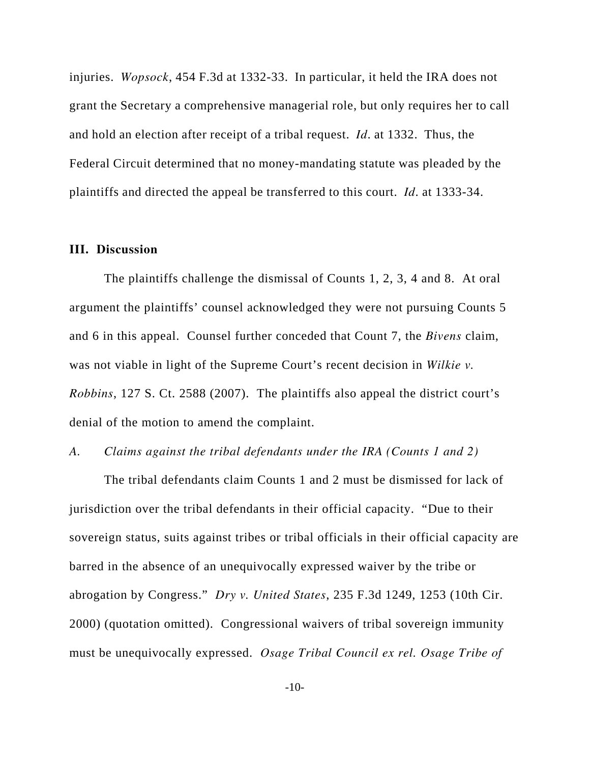injuries. *Wopsock*, 454 F.3d at 1332-33. In particular, it held the IRA does not grant the Secretary a comprehensive managerial role, but only requires her to call and hold an election after receipt of a tribal request. *Id*. at 1332. Thus, the Federal Circuit determined that no money-mandating statute was pleaded by the plaintiffs and directed the appeal be transferred to this court. *Id*. at 1333-34.

## III. Discussion

The plaintiffs challenge the dismissal of Counts 1, 2, 3, 4 and 8. At oral argument the plaintiffs' counsel acknowledged they were not pursuing Counts 5 and 6 in this appeal. Counsel further conceded that Count 7, the *Bivens* claim, was not viable in light of the Supreme Court's recent decision in *Wilkie v. Robbins*, 127 S. Ct. 2588 (2007). The plaintiffs also appeal the district court's denial of the motion to amend the complaint.

### *A. Claims against the tribal defendants under the IRA (Counts 1 and 2)*

The tribal defendants claim Counts 1 and 2 must be dismissed for lack of jurisdiction over the tribal defendants in their official capacity. "Due to their sovereign status, suits against tribes or tribal officials in their official capacity are barred in the absence of an unequivocally expressed waiver by the tribe or abrogation by Congress." *Dry v. United States*, 235 F.3d 1249, 1253 (10th Cir. 2000) (quotation omitted). Congressional waivers of tribal sovereign immunity must be unequivocally expressed. *Osage Tribal Council ex rel. Osage Tribe of*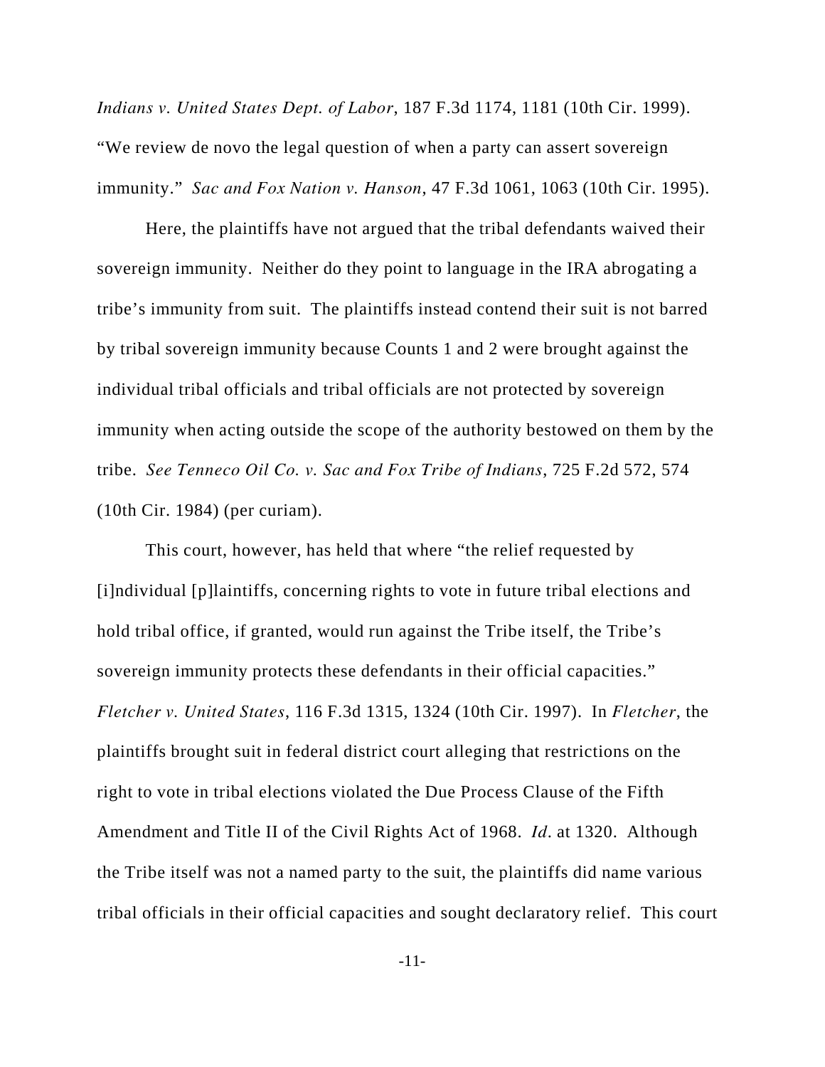*Indians v. United States Dept. of Labor*, 187 F.3d 1174, 1181 (10th Cir. 1999). "We review de novo the legal question of when a party can assert sovereign immunity." *Sac and Fox Nation v. Hanson*, 47 F.3d 1061, 1063 (10th Cir. 1995).

Here, the plaintiffs have not argued that the tribal defendants waived their sovereign immunity. Neither do they point to language in the IRA abrogating a tribe's immunity from suit. The plaintiffs instead contend their suit is not barred by tribal sovereign immunity because Counts 1 and 2 were brought against the individual tribal officials and tribal officials are not protected by sovereign immunity when acting outside the scope of the authority bestowed on them by the tribe. *See Tenneco Oil Co. v. Sac and Fox Tribe of Indians*, 725 F.2d 572, 574 (10th Cir. 1984) (per curiam).

This court, however, has held that where "the relief requested by [i]ndividual [p]laintiffs, concerning rights to vote in future tribal elections and hold tribal office, if granted, would run against the Tribe itself, the Tribe's sovereign immunity protects these defendants in their official capacities." *Fletcher v. United States*, 116 F.3d 1315, 1324 (10th Cir. 1997). In *Fletcher*, the plaintiffs brought suit in federal district court alleging that restrictions on the right to vote in tribal elections violated the Due Process Clause of the Fifth Amendment and Title II of the Civil Rights Act of 1968. *Id*. at 1320. Although the Tribe itself was not a named party to the suit, the plaintiffs did name various tribal officials in their official capacities and sought declaratory relief. This court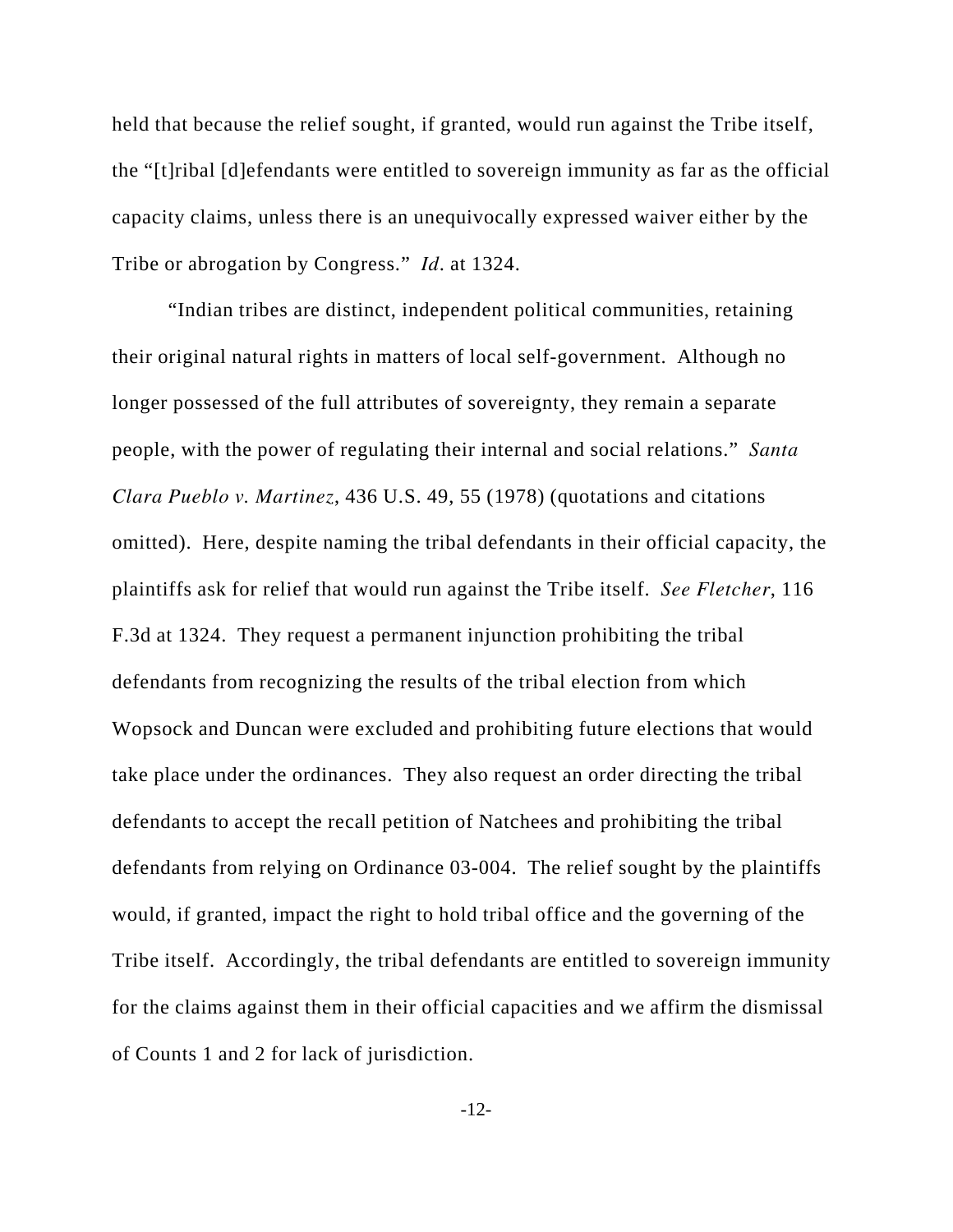held that because the relief sought, if granted, would run against the Tribe itself, the "[t]ribal [d]efendants were entitled to sovereign immunity as far as the official capacity claims, unless there is an unequivocally expressed waiver either by the Tribe or abrogation by Congress." *Id*. at 1324.

"Indian tribes are distinct, independent political communities, retaining their original natural rights in matters of local self-government. Although no longer possessed of the full attributes of sovereignty, they remain a separate people, with the power of regulating their internal and social relations." *Santa Clara Pueblo v. Martinez*, 436 U.S. 49, 55 (1978) (quotations and citations omitted). Here, despite naming the tribal defendants in their official capacity, the plaintiffs ask for relief that would run against the Tribe itself. *See Fletcher*, 116 F.3d at 1324. They request a permanent injunction prohibiting the tribal defendants from recognizing the results of the tribal election from which Wopsock and Duncan were excluded and prohibiting future elections that would take place under the ordinances. They also request an order directing the tribal defendants to accept the recall petition of Natchees and prohibiting the tribal defendants from relying on Ordinance 03-004. The relief sought by the plaintiffs would, if granted, impact the right to hold tribal office and the governing of the Tribe itself. Accordingly, the tribal defendants are entitled to sovereign immunity for the claims against them in their official capacities and we affirm the dismissal of Counts 1 and 2 for lack of jurisdiction.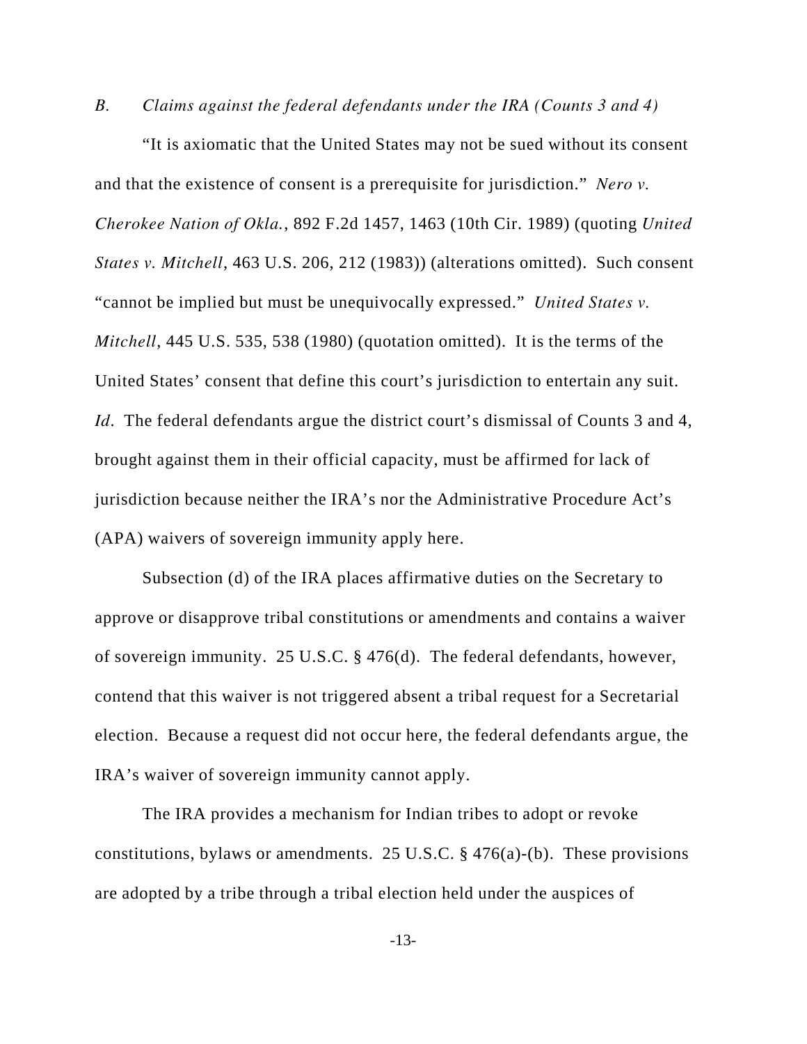### *B. Claims against the federal defendants under the IRA (Counts 3 and 4)*

"It is axiomatic that the United States may not be sued without its consent and that the existence of consent is a prerequisite for jurisdiction." *Nero v. Cherokee Nation of Okla.*, 892 F.2d 1457, 1463 (10th Cir. 1989) (quoting *United States v. Mitchell*, 463 U.S. 206, 212 (1983)) (alterations omitted). Such consent "cannot be implied but must be unequivocally expressed." *United States v. Mitchell*, 445 U.S. 535, 538 (1980) (quotation omitted). It is the terms of the United States' consent that define this court's jurisdiction to entertain any suit. *Id*. The federal defendants argue the district court's dismissal of Counts 3 and 4, brought against them in their official capacity, must be affirmed for lack of jurisdiction because neither the IRA's nor the Administrative Procedure Act's (APA) waivers of sovereign immunity apply here.

Subsection (d) of the IRA places affirmative duties on the Secretary to approve or disapprove tribal constitutions or amendments and contains a waiver of sovereign immunity. 25 U.S.C. § 476(d). The federal defendants, however, contend that this waiver is not triggered absent a tribal request for a Secretarial election. Because a request did not occur here, the federal defendants argue, the IRA's waiver of sovereign immunity cannot apply.

The IRA provides a mechanism for Indian tribes to adopt or revoke constitutions, bylaws or amendments. 25 U.S.C. § 476(a)-(b). These provisions are adopted by a tribe through a tribal election held under the auspices of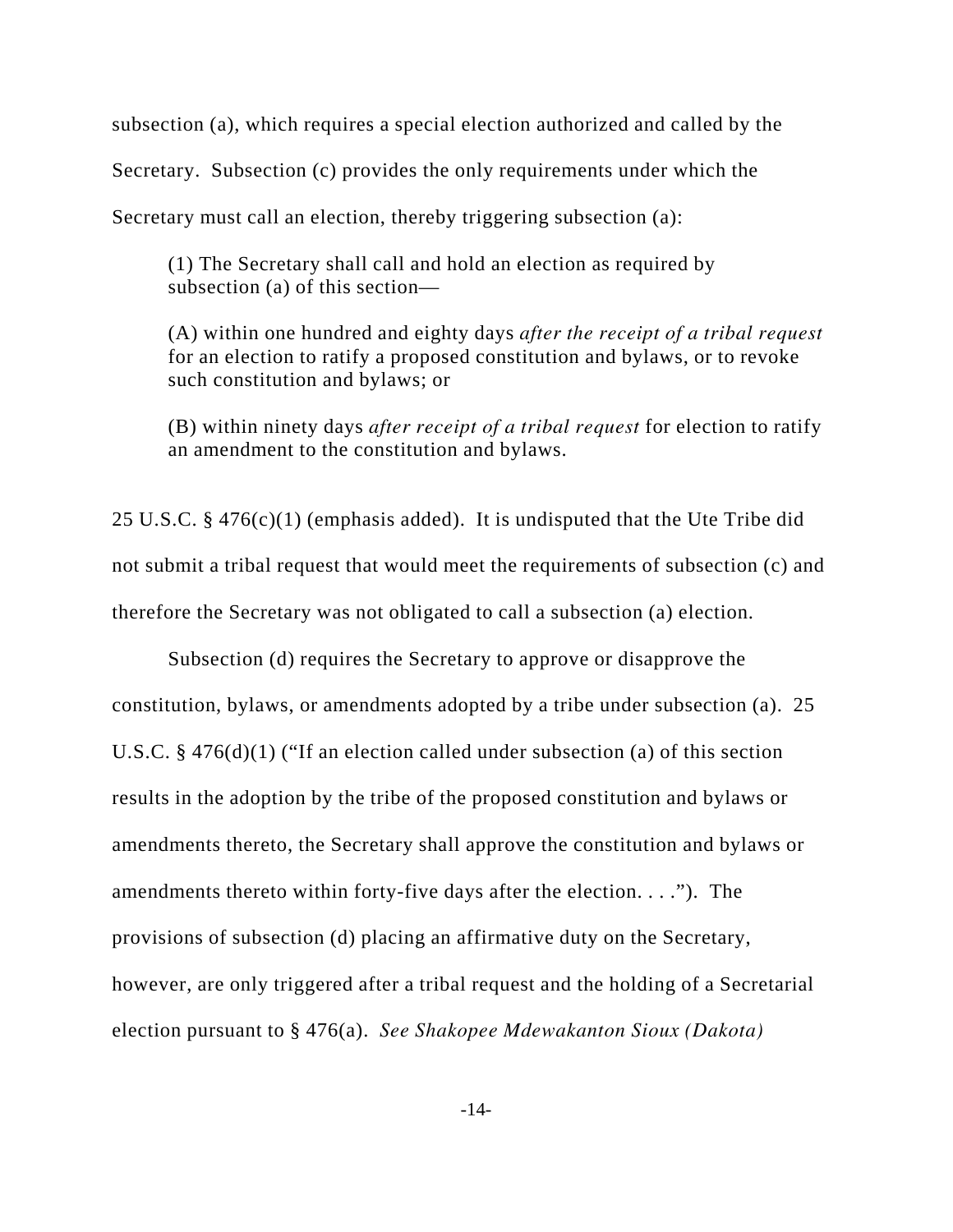subsection (a), which requires a special election authorized and called by the Secretary. Subsection (c) provides the only requirements under which the Secretary must call an election, thereby triggering subsection (a):

> (1) The Secretary shall call and hold an election as required by subsection (a) of this section—
>
> (A) within one hundred and eighty days *after the receipt of a tribal request* for an election to ratify a proposed constitution and bylaws, or to revoke such constitution and bylaws; or
>
> (B) within ninety days *after receipt of a tribal request* for election to ratify an amendment to the constitution and bylaws.

25 U.S.C. § 476(c)(1) (emphasis added). It is undisputed that the Ute Tribe did not submit a tribal request that would meet the requirements of subsection (c) and therefore the Secretary was not obligated to call a subsection (a) election.

Subsection (d) requires the Secretary to approve or disapprove the constitution, bylaws, or amendments adopted by a tribe under subsection (a). 25 U.S.C. § 476(d)(1) ("If an election called under subsection (a) of this section results in the adoption by the tribe of the proposed constitution and bylaws or amendments thereto, the Secretary shall approve the constitution and bylaws or amendments thereto within forty-five days after the election. . . ."). The provisions of subsection (d) placing an affirmative duty on the Secretary, however, are only triggered after a tribal request and the holding of a Secretarial election pursuant to § 476(a). *See Shakopee Mdewakanton Sioux (Dakota)*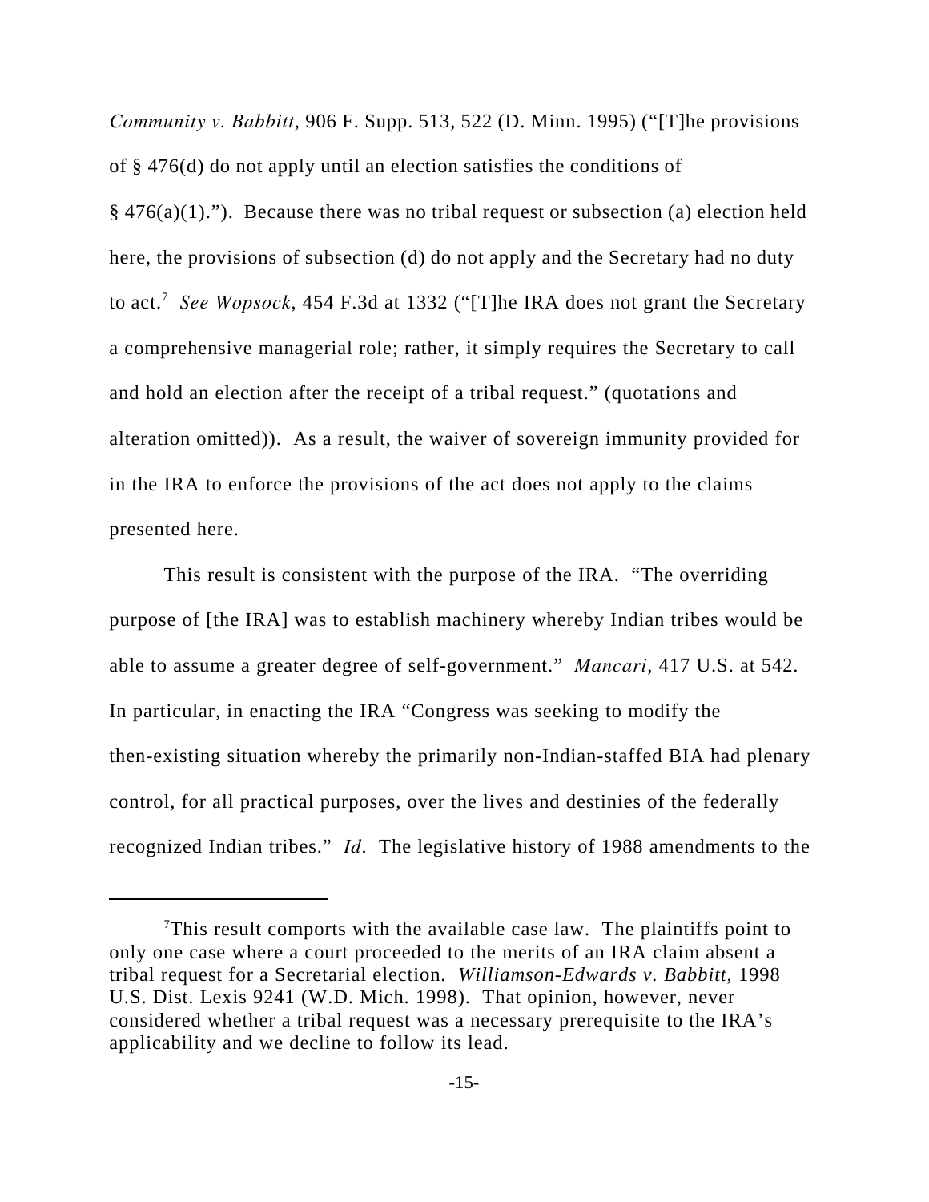*Community v. Babbitt*, 906 F. Supp. 513, 522 (D. Minn. 1995) ("[T]he provisions of § 476(d) do not apply until an election satisfies the conditions of § 476(a)(1)."). Because there was no tribal request or subsection (a) election held here, the provisions of subsection (d) do not apply and the Secretary had no duty to act.[7] *See Wopsock*, 454 F.3d at 1332 ("[T]he IRA does not grant the Secretary a comprehensive managerial role; rather, it simply requires the Secretary to call and hold an election after the receipt of a tribal request." (quotations and alteration omitted)). As a result, the waiver of sovereign immunity provided for in the IRA to enforce the provisions of the act does not apply to the claims presented here.

This result is consistent with the purpose of the IRA. "The overriding purpose of [the IRA] was to establish machinery whereby Indian tribes would be able to assume a greater degree of self-government." *Mancari*, 417 U.S. at 542. In particular, in enacting the IRA "Congress was seeking to modify the then-existing situation whereby the primarily non-Indian-staffed BIA had plenary control, for all practical purposes, over the lives and destinies of the federally recognized Indian tribes." *Id.* The legislative history of 1988 amendments to the

---

[7] This result comports with the available case law. The plaintiffs point to only one case where a court proceeded to the merits of an IRA claim absent a tribal request for a Secretarial election. *Williamson-Edwards v. Babbitt*, 1998 U.S. Dist. Lexis 9241 (W.D. Mich. 1998). That opinion, however, never considered whether a tribal request was a necessary prerequisite to the IRA's applicability and we decline to follow its lead.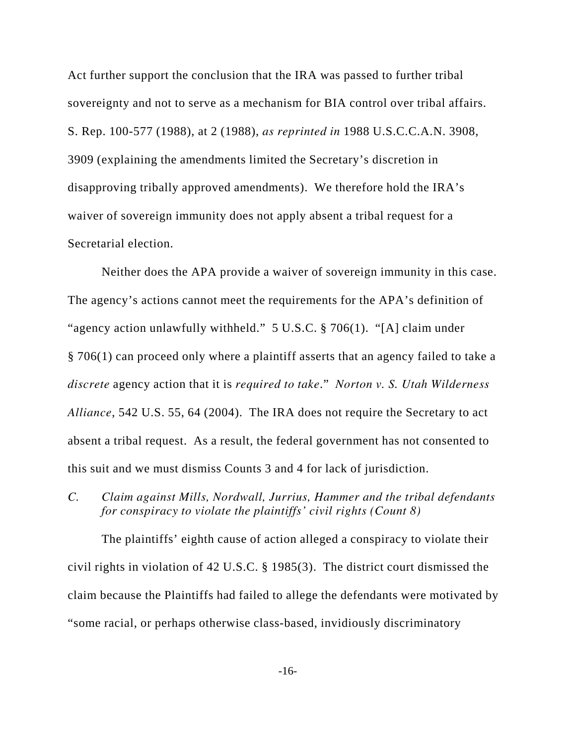Act further support the conclusion that the IRA was passed to further tribal sovereignty and not to serve as a mechanism for BIA control over tribal affairs. S. Rep. 100-577 (1988), at 2 (1988), *as reprinted in* 1988 U.S.C.C.A.N. 3908, 3909 (explaining the amendments limited the Secretary's discretion in disapproving tribally approved amendments). We therefore hold the IRA's waiver of sovereign immunity does not apply absent a tribal request for a Secretarial election.

Neither does the APA provide a waiver of sovereign immunity in this case. The agency's actions cannot meet the requirements for the APA's definition of "agency action unlawfully withheld." 5 U.S.C. § 706(1). "[A] claim under § 706(1) can proceed only where a plaintiff asserts that an agency failed to take a *discrete* agency action that it is *required to take*." *Norton v. S. Utah Wilderness Alliance*, 542 U.S. 55, 64 (2004). The IRA does not require the Secretary to act absent a tribal request. As a result, the federal government has not consented to this suit and we must dismiss Counts 3 and 4 for lack of jurisdiction.

### *C. Claim against Mills, Nordwall, Jurrius, Hammer and the tribal defendants for conspiracy to violate the plaintiffs' civil rights (Count 8)*

The plaintiffs' eighth cause of action alleged a conspiracy to violate their civil rights in violation of 42 U.S.C. § 1985(3). The district court dismissed the claim because the Plaintiffs had failed to allege the defendants were motivated by "some racial, or perhaps otherwise class-based, invidiously discriminatory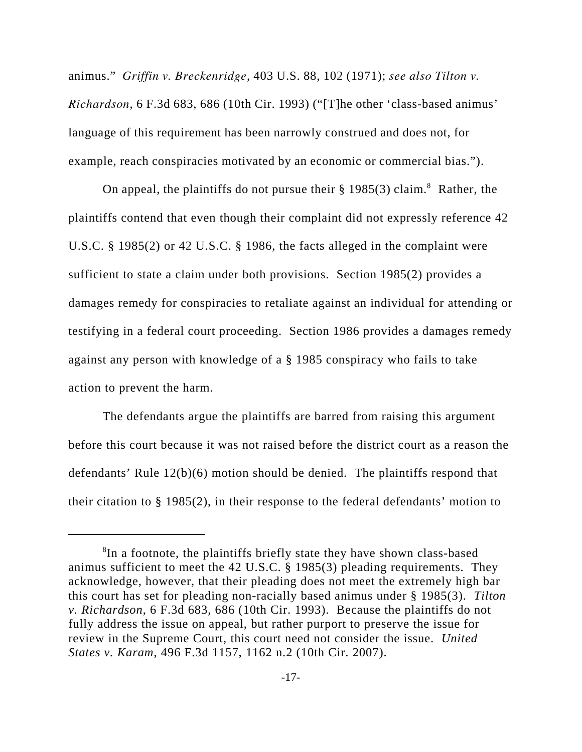animus." *Griffin v. Breckenridge*, 403 U.S. 88, 102 (1971); *see also Tilton v. Richardson*, 6 F.3d 683, 686 (10th Cir. 1993) ("[T]he other 'class-based animus' language of this requirement has been narrowly construed and does not, for example, reach conspiracies motivated by an economic or commercial bias.").

On appeal, the plaintiffs do not pursue their § 1985(3) claim.[8] Rather, the plaintiffs contend that even though their complaint did not expressly reference 42 U.S.C. § 1985(2) or 42 U.S.C. § 1986, the facts alleged in the complaint were sufficient to state a claim under both provisions. Section 1985(2) provides a damages remedy for conspiracies to retaliate against an individual for attending or testifying in a federal court proceeding. Section 1986 provides a damages remedy against any person with knowledge of a § 1985 conspiracy who fails to take action to prevent the harm.

The defendants argue the plaintiffs are barred from raising this argument before this court because it was not raised before the district court as a reason the defendants' Rule 12(b)(6) motion should be denied. The plaintiffs respond that their citation to § 1985(2), in their response to the federal defendants' motion to

---

[8]In a footnote, the plaintiffs briefly state they have shown class-based animus sufficient to meet the 42 U.S.C. § 1985(3) pleading requirements. They acknowledge, however, that their pleading does not meet the extremely high bar this court has set for pleading non-racially based animus under § 1985(3). *Tilton v. Richardson*, 6 F.3d 683, 686 (10th Cir. 1993). Because the plaintiffs do not fully address the issue on appeal, but rather purport to preserve the issue for review in the Supreme Court, this court need not consider the issue. *United States v. Karam*, 496 F.3d 1157, 1162 n.2 (10th Cir. 2007).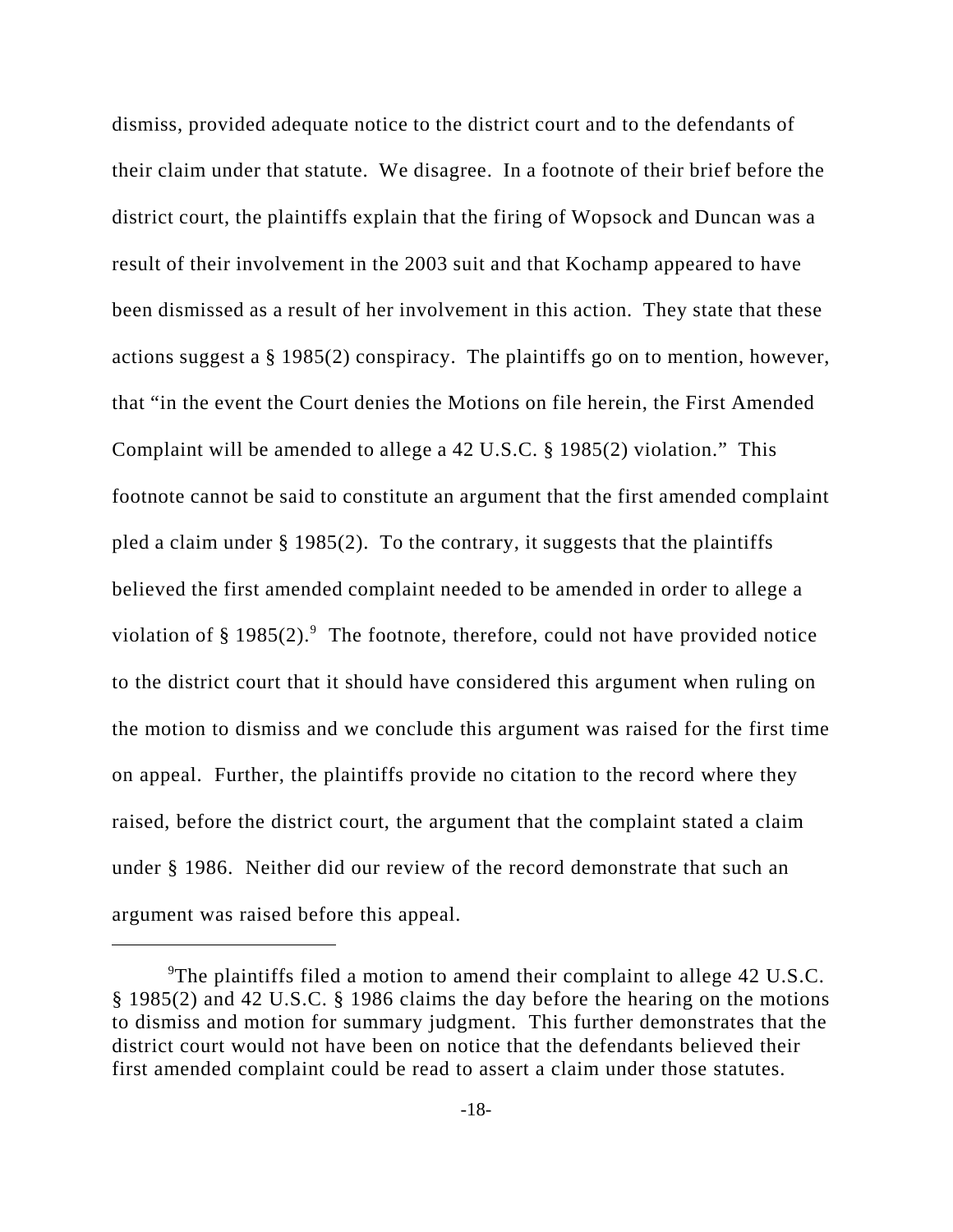dismiss, provided adequate notice to the district court and to the defendants of their claim under that statute. We disagree. In a footnote of their brief before the district court, the plaintiffs explain that the firing of Wopsock and Duncan was a result of their involvement in the 2003 suit and that Kochamp appeared to have been dismissed as a result of her involvement in this action. They state that these actions suggest a § 1985(2) conspiracy. The plaintiffs go on to mention, however, that "in the event the Court denies the Motions on file herein, the First Amended Complaint will be amended to allege a 42 U.S.C. § 1985(2) violation." This footnote cannot be said to constitute an argument that the first amended complaint pled a claim under § 1985(2). To the contrary, it suggests that the plaintiffs believed the first amended complaint needed to be amended in order to allege a violation of § 1985(2).[9] The footnote, therefore, could not have provided notice to the district court that it should have considered this argument when ruling on the motion to dismiss and we conclude this argument was raised for the first time on appeal. Further, the plaintiffs provide no citation to the record where they raised, before the district court, the argument that the complaint stated a claim under § 1986. Neither did our review of the record demonstrate that such an argument was raised before this appeal.

[9]The plaintiffs filed a motion to amend their complaint to allege 42 U.S.C. § 1985(2) and 42 U.S.C. § 1986 claims the day before the hearing on the motions to dismiss and motion for summary judgment. This further demonstrates that the district court would not have been on notice that the defendants believed their first amended complaint could be read to assert a claim under those statutes.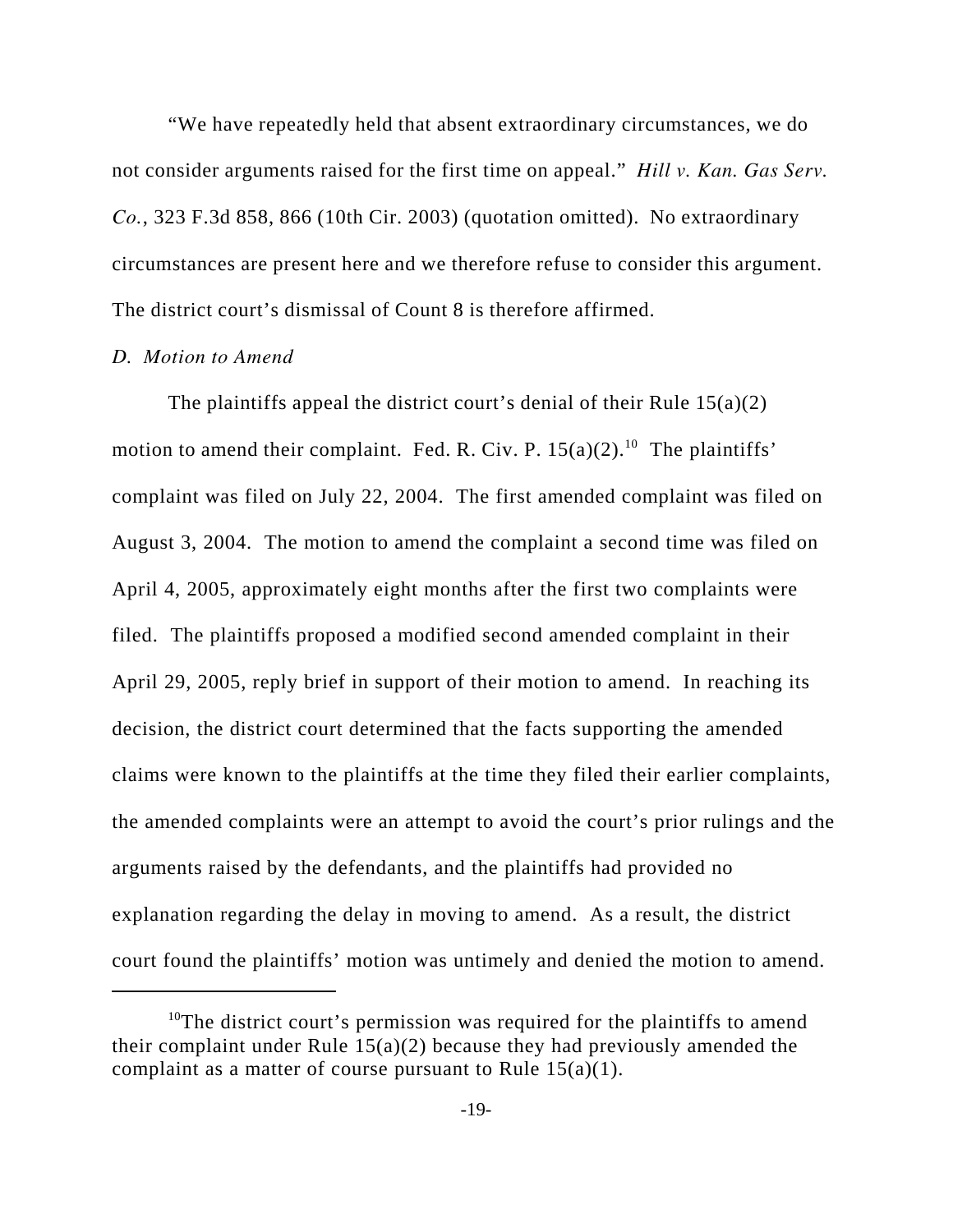"We have repeatedly held that absent extraordinary circumstances, we do not consider arguments raised for the first time on appeal." *Hill v. Kan. Gas Serv. Co.*, 323 F.3d 858, 866 (10th Cir. 2003) (quotation omitted). No extraordinary circumstances are present here and we therefore refuse to consider this argument. The district court's dismissal of Count 8 is therefore affirmed.

*D. Motion to Amend*

The plaintiffs appeal the district court's denial of their Rule 15(a)(2) motion to amend their complaint. Fed. R. Civ. P. 15(a)(2).[10] The plaintiffs' complaint was filed on July 22, 2004. The first amended complaint was filed on August 3, 2004. The motion to amend the complaint a second time was filed on April 4, 2005, approximately eight months after the first two complaints were filed. The plaintiffs proposed a modified second amended complaint in their April 29, 2005, reply brief in support of their motion to amend. In reaching its decision, the district court determined that the facts supporting the amended claims were known to the plaintiffs at the time they filed their earlier complaints, the amended complaints were an attempt to avoid the court's prior rulings and the arguments raised by the defendants, and the plaintiffs had provided no explanation regarding the delay in moving to amend. As a result, the district court found the plaintiffs' motion was untimely and denied the motion to amend.

[10]The district court's permission was required for the plaintiffs to amend their complaint under Rule 15(a)(2) because they had previously amended the complaint as a matter of course pursuant to Rule 15(a)(1).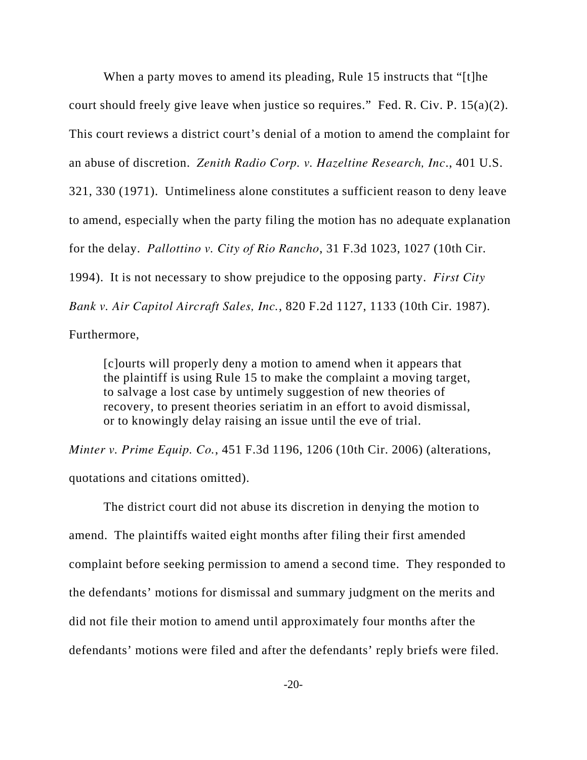When a party moves to amend its pleading, Rule 15 instructs that "[t]he court should freely give leave when justice so requires." Fed. R. Civ. P. 15(a)(2). This court reviews a district court's denial of a motion to amend the complaint for an abuse of discretion. *Zenith Radio Corp. v. Hazeltine Research, Inc*., 401 U.S. 321, 330 (1971). Untimeliness alone constitutes a sufficient reason to deny leave to amend, especially when the party filing the motion has no adequate explanation for the delay. *Pallottino v. City of Rio Rancho*, 31 F.3d 1023, 1027 (10th Cir. 1994). It is not necessary to show prejudice to the opposing party. *First City Bank v. Air Capitol Aircraft Sales, Inc.*, 820 F.2d 1127, 1133 (10th Cir. 1987). Furthermore,

> [c]ourts will properly deny a motion to amend when it appears that the plaintiff is using Rule 15 to make the complaint a moving target, to salvage a lost case by untimely suggestion of new theories of recovery, to present theories seriatim in an effort to avoid dismissal, or to knowingly delay raising an issue until the eve of trial.

*Minter v. Prime Equip. Co.*, 451 F.3d 1196, 1206 (10th Cir. 2006) (alterations, quotations and citations omitted).

The district court did not abuse its discretion in denying the motion to amend. The plaintiffs waited eight months after filing their first amended complaint before seeking permission to amend a second time. They responded to the defendants' motions for dismissal and summary judgment on the merits and did not file their motion to amend until approximately four months after the defendants' motions were filed and after the defendants' reply briefs were filed.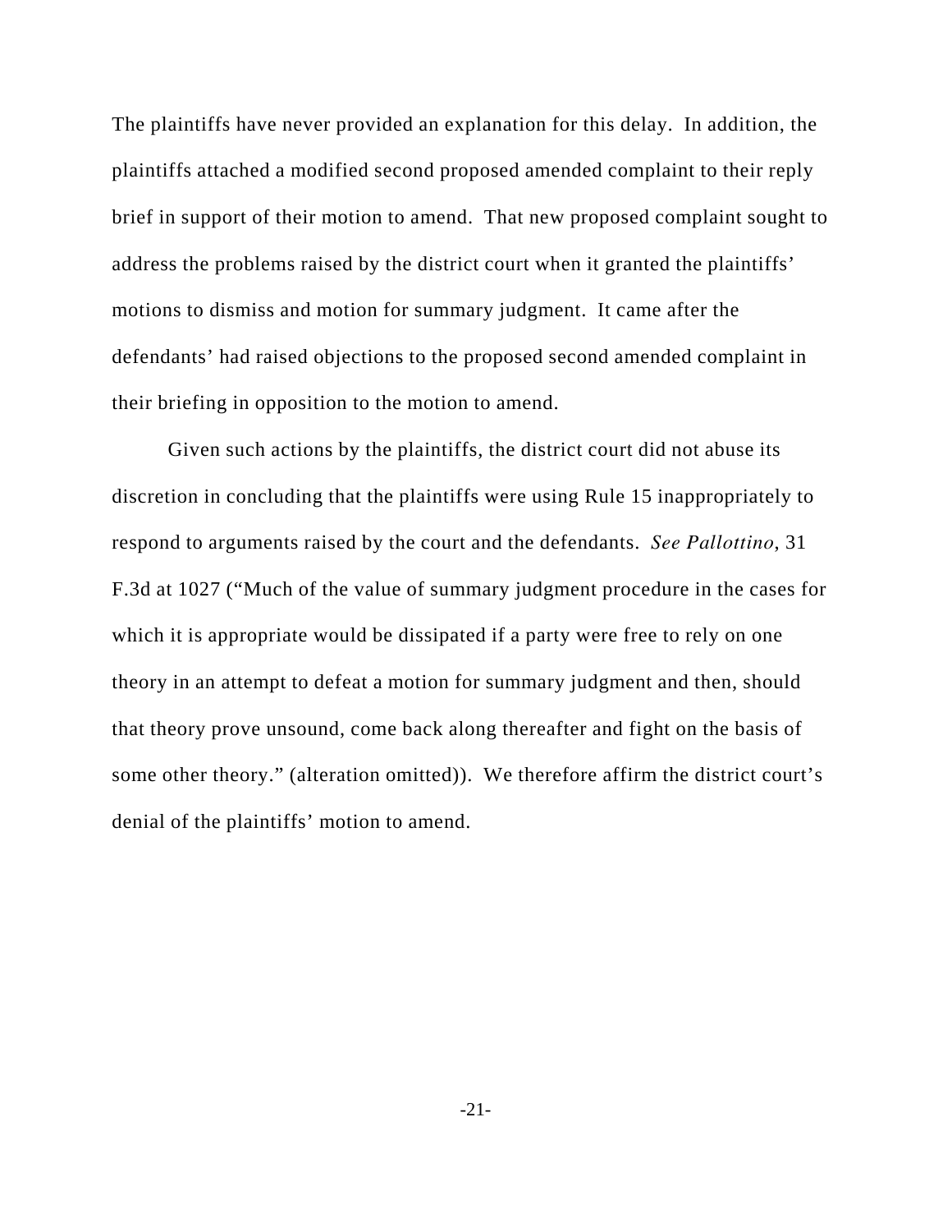The plaintiffs have never provided an explanation for this delay. In addition, the plaintiffs attached a modified second proposed amended complaint to their reply brief in support of their motion to amend. That new proposed complaint sought to address the problems raised by the district court when it granted the plaintiffs' motions to dismiss and motion for summary judgment. It came after the defendants' had raised objections to the proposed second amended complaint in their briefing in opposition to the motion to amend.

Given such actions by the plaintiffs, the district court did not abuse its discretion in concluding that the plaintiffs were using Rule 15 inappropriately to respond to arguments raised by the court and the defendants. *See Pallottino*, 31 F.3d at 1027 ("Much of the value of summary judgment procedure in the cases for which it is appropriate would be dissipated if a party were free to rely on one theory in an attempt to defeat a motion for summary judgment and then, should that theory prove unsound, come back along thereafter and fight on the basis of some other theory." (alteration omitted)). We therefore affirm the district court's denial of the plaintiffs' motion to amend.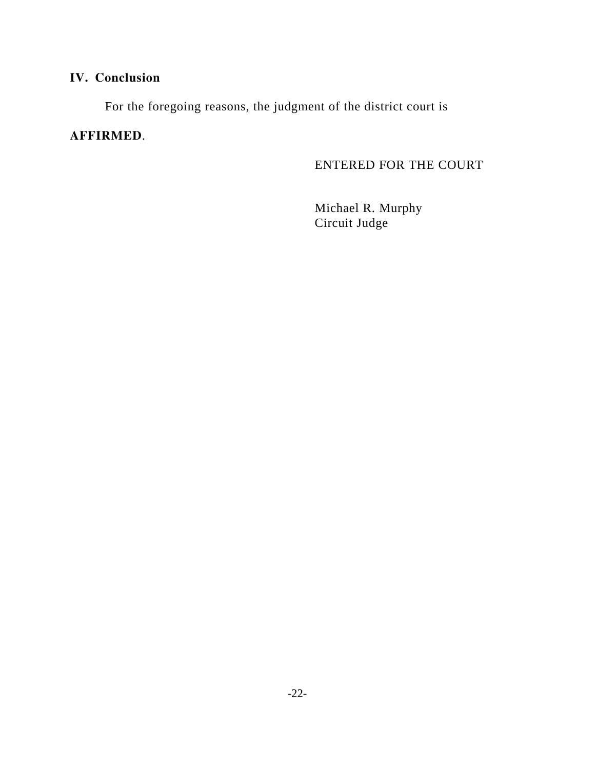## IV. Conclusion

For the foregoing reasons, the judgment of the district court is **AFFIRMED**.

ENTERED FOR THE COURT

Michael R. Murphy
Circuit Judge